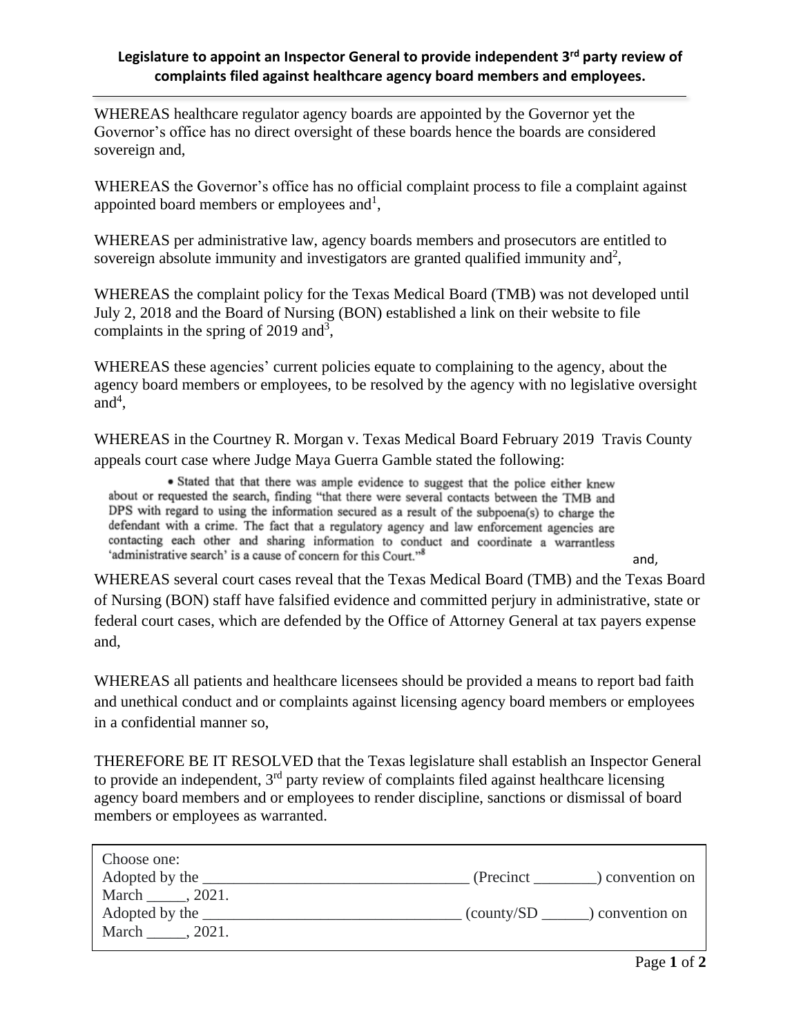**Legislature to appoint an Inspector General to provide independent 3rd party review of complaints filed against healthcare agency board members and employees.**

WHEREAS healthcare regulator agency boards are appointed by the Governor yet the Governor's office has no direct oversight of these boards hence the boards are considered sovereign and,

WHEREAS the Governor's office has no official complaint process to file a complaint against appointed board members or employees and[1],

WHEREAS per administrative law, agency boards members and prosecutors are entitled to sovereign absolute immunity and investigators are granted qualified immunity and[2],

WHEREAS the complaint policy for the Texas Medical Board (TMB) was not developed until July 2, 2018 and the Board of Nursing (BON) established a link on their website to file complaints in the spring of 2019 and[3],

WHEREAS these agencies' current policies equate to complaining to the agency, about the agency board members or employees, to be resolved by the agency with no legislative oversight and[4],

WHEREAS in the Courtney R. Morgan v. Texas Medical Board February 2019 Travis County appeals court case where Judge Maya Guerra Gamble stated the following:

> • Stated that that there was ample evidence to suggest that the police either knew about or requested the search, finding "that there were several contacts between the TMB and DPS with regard to using the information secured as a result of the subpoena(s) to charge the defendant with a crime. The fact that a regulatory agency and law enforcement agencies are contacting each other and sharing information to conduct and coordinate a warrantless 'administrative search' is a cause of concern for this Court."[8]

and,

WHEREAS several court cases reveal that the Texas Medical Board (TMB) and the Texas Board of Nursing (BON) staff have falsified evidence and committed perjury in administrative, state or federal court cases, which are defended by the Office of Attorney General at tax payers expense and,

WHEREAS all patients and healthcare licensees should be provided a means to report bad faith and unethical conduct and or complaints against licensing agency board members or employees in a confidential manner so,

THEREFORE BE IT RESOLVED that the Texas legislature shall establish an Inspector General to provide an independent, 3rd party review of complaints filed against healthcare licensing agency board members and or employees to render discipline, sanctions or dismissal of board members or employees as warranted.

Choose one:
Adopted by the ________________________________ (Precinct ________) convention on March _____, 2021.
Adopted by the ________________________________ (county/SD ______) convention on March _____, 2021.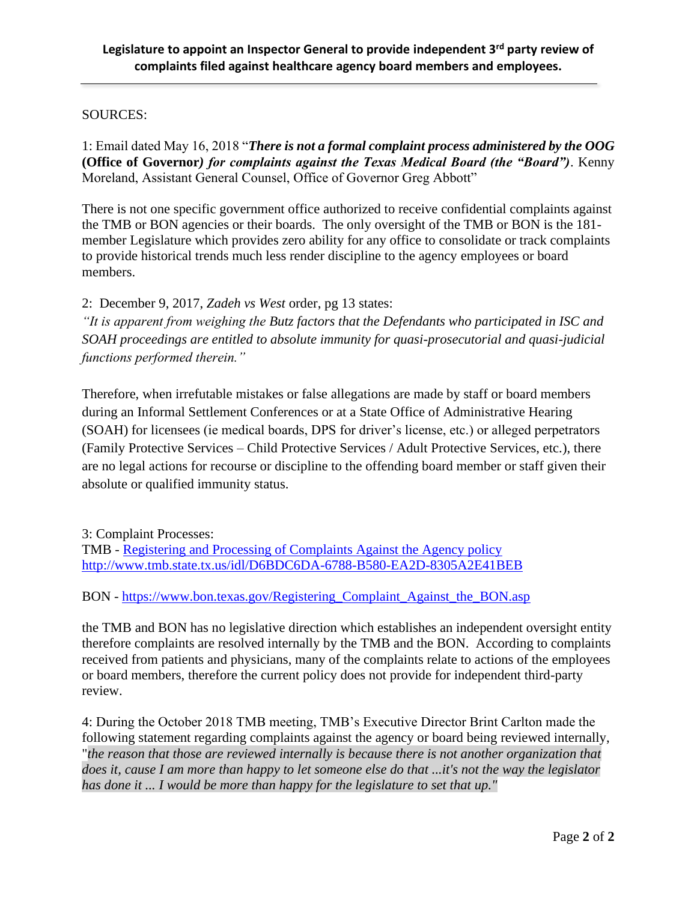**Legislature to appoint an Inspector General to provide independent 3rd party review of complaints filed against healthcare agency board members and employees.**

---

SOURCES:

1: Email dated May 16, 2018 "***There is not a formal complaint process administered by the OOG* (Office of Governor*) for complaints against the Texas Medical Board (the "Board")*. Kenny Moreland, Assistant General Counsel, Office of Governor Greg Abbott"

There is not one specific government office authorized to receive confidential complaints against the TMB or BON agencies or their boards. The only oversight of the TMB or BON is the 181-member Legislature which provides zero ability for any office to consolidate or track complaints to provide historical trends much less render discipline to the agency employees or board members.

2: December 9, 2017, *Zadeh vs West* order, pg 13 states:
*"It is apparent from weighing the Butz factors that the Defendants who participated in ISC and SOAH proceedings are entitled to absolute immunity for quasi-prosecutorial and quasi-judicial functions performed therein."*

Therefore, when irrefutable mistakes or false allegations are made by staff or board members during an Informal Settlement Conferences or at a State Office of Administrative Hearing (SOAH) for licensees (ie medical boards, DPS for driver's license, etc.) or alleged perpetrators (Family Protective Services – Child Protective Services / Adult Protective Services, etc.), there are no legal actions for recourse or discipline to the offending board member or staff given their absolute or qualified immunity status.

3: Complaint Processes:
TMB - [Registering and Processing of Complaints Against the Agency policy](http://www.tmb.state.tx.us/idl/D6BDC6DA-6788-B580-EA2D-8305A2E41BEB)
http://www.tmb.state.tx.us/idl/D6BDC6DA-6788-B580-EA2D-8305A2E41BEB

BON - https://www.bon.texas.gov/Registering_Complaint_Against_the_BON.asp

the TMB and BON has no legislative direction which establishes an independent oversight entity therefore complaints are resolved internally by the TMB and the BON. According to complaints received from patients and physicians, many of the complaints relate to actions of the employees or board members, therefore the current policy does not provide for independent third-party review.

4: During the October 2018 TMB meeting, TMB's Executive Director Brint Carlton made the following statement regarding complaints against the agency or board being reviewed internally, "*the reason that those are reviewed internally is because there is not another organization that does it, cause I am more than happy to let someone else do that ...it's not the way the legislator has done it ... I would be more than happy for the legislature to set that up."*